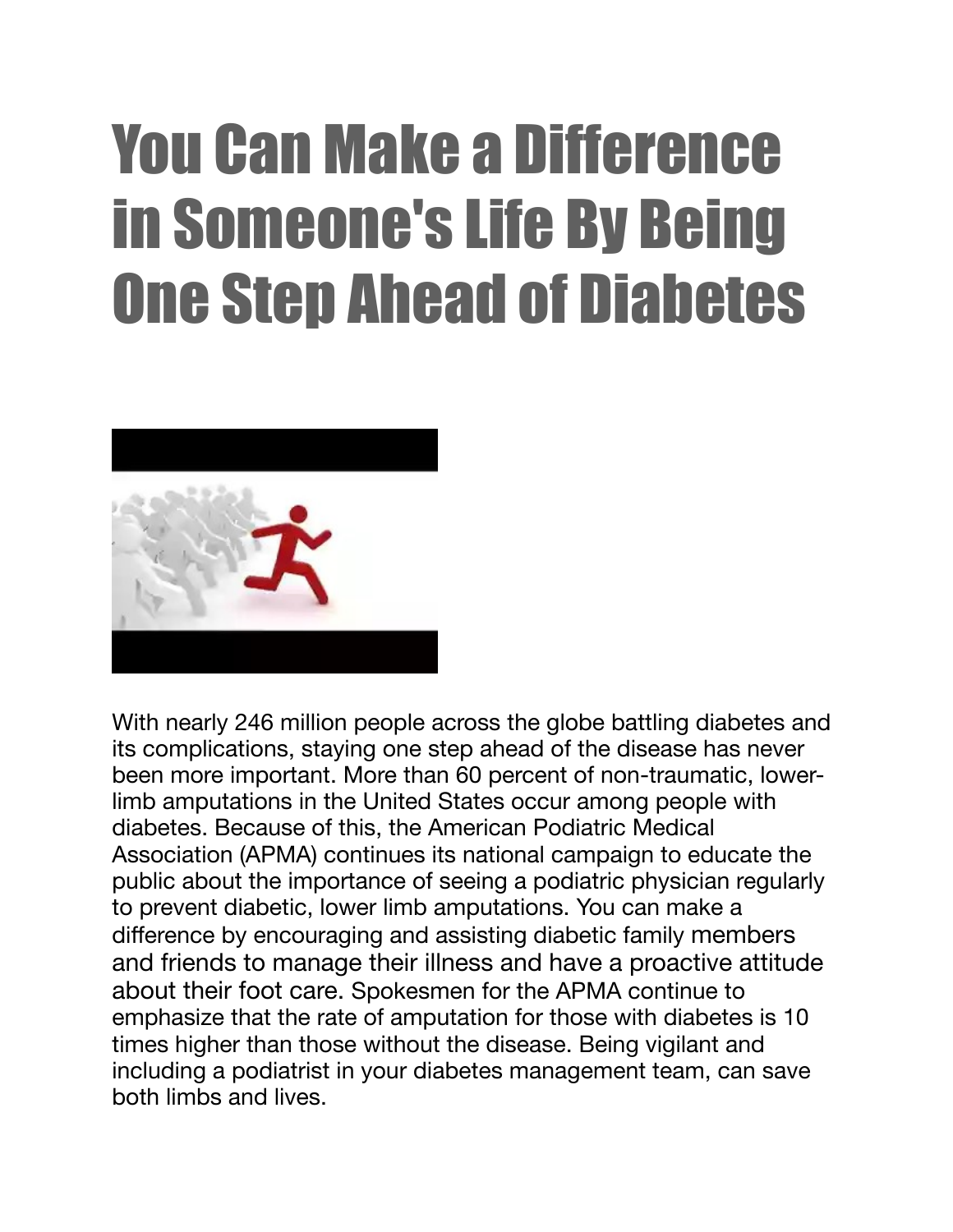# You Can Make a Difference in Someone's Life By Being One Step Ahead of Diabetes

With nearly 246 million people across the globe battling diabetes and its complications, staying one step ahead of the disease has never been more important. More than 60 percent of non-traumatic, lower-limb amputations in the United States occur among people with diabetes. Because of this, the American Podiatric Medical Association (APMA) continues its national campaign to educate the public about the importance of seeing a podiatric physician regularly to prevent diabetic, lower limb amputations. You can make a difference by encouraging and assisting diabetic family members and friends to manage their illness and have a proactive attitude about their foot care. Spokesmen for the APMA continue to emphasize that the rate of amputation for those with diabetes is 10 times higher than those without the disease. Being vigilant and including a podiatrist in your diabetes management team, can save both limbs and lives.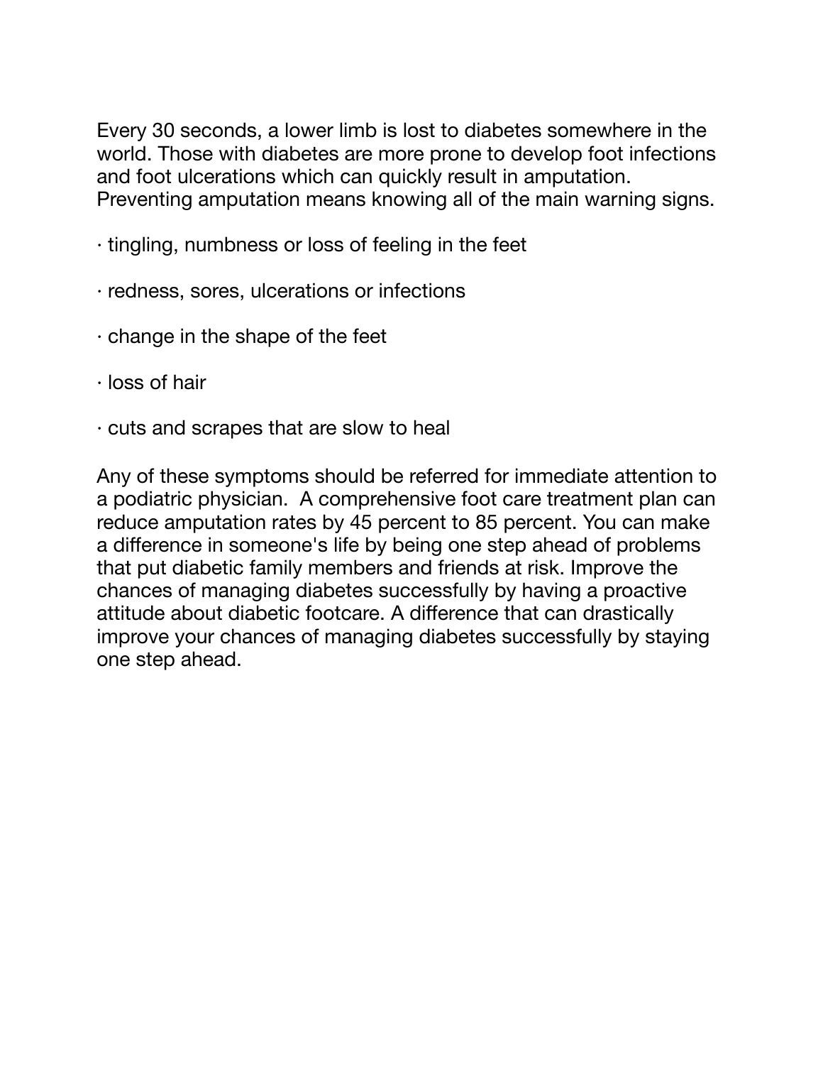Every 30 seconds, a lower limb is lost to diabetes somewhere in the world. Those with diabetes are more prone to develop foot infections and foot ulcerations which can quickly result in amputation. Preventing amputation means knowing all of the main warning signs.

- tingling, numbness or loss of feeling in the feet
- redness, sores, ulcerations or infections
- change in the shape of the feet
- loss of hair
- cuts and scrapes that are slow to heal

Any of these symptoms should be referred for immediate attention to a podiatric physician. A comprehensive foot care treatment plan can reduce amputation rates by 45 percent to 85 percent. You can make a difference in someone's life by being one step ahead of problems that put diabetic family members and friends at risk. Improve the chances of managing diabetes successfully by having a proactive attitude about diabetic footcare. A difference that can drastically improve your chances of managing diabetes successfully by staying one step ahead.